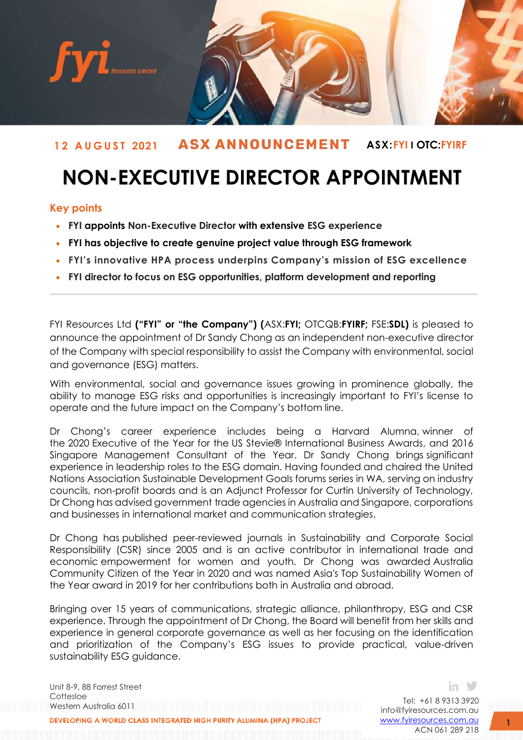12 AUGUST 2021 **ASX ANNOUNCEMENT** **ASX:FYI I OTC:FYIRF**

# NON-EXECUTIVE DIRECTOR APPOINTMENT

## Key points

- **FYI appoints Non-Executive Director with extensive ESG experience**
- **FYI has objective to create genuine project value through ESG framework**
- **FYI's innovative HPA process underpins Company's mission of ESG excellence**
- **FYI director to focus on ESG opportunities, platform development and reporting**

---

FYI Resources Ltd **("FYI" or "the Company") (**ASX:**FYI;** OTCQB:**FYIRF;** FSE:**SDL)** is pleased to announce the appointment of Dr Sandy Chong as an independent non-executive director of the Company with special responsibility to assist the Company with environmental, social and governance (ESG) matters.

With environmental, social and governance issues growing in prominence globally, the ability to manage ESG risks and opportunities is increasingly important to FYI's license to operate and the future impact on the Company's bottom line.

Dr Chong's career experience includes being a Harvard Alumna, winner of the 2020 Executive of the Year for the US Stevie® International Business Awards, and 2016 Singapore Management Consultant of the Year. Dr Sandy Chong brings significant experience in leadership roles to the ESG domain. Having founded and chaired the United Nations Association Sustainable Development Goals forums series in WA, serving on industry councils, non-profit boards and is an Adjunct Professor for Curtin University of Technology, Dr Chong has advised government trade agencies in Australia and Singapore, corporations and businesses in international market and communication strategies.

Dr Chong has published peer-reviewed journals in Sustainability and Corporate Social Responsibility (CSR) since 2005 and is an active contributor in international trade and economic empowerment for women and youth. Dr Chong was awarded Australia Community Citizen of the Year in 2020 and was named Asia's Top Sustainability Women of the Year award in 2019 for her contributions both in Australia and abroad.

Bringing over 15 years of communications, strategic alliance, philanthropy, ESG and CSR experience. Through the appointment of Dr Chong, the Board will benefit from her skills and experience in general corporate governance as well as her focusing on the identification and prioritization of the Company's ESG issues to provide practical, value-driven sustainability ESG guidance.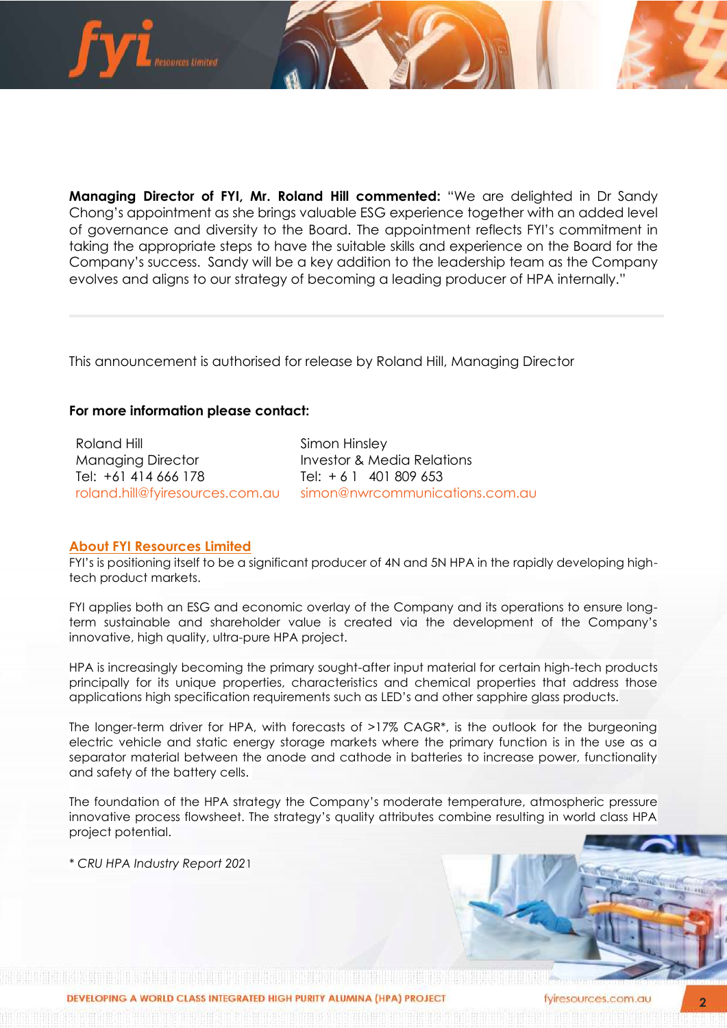**Managing Director of FYI, Mr. Roland Hill commented:** "We are delighted in Dr Sandy Chong's appointment as she brings valuable ESG experience together with an added level of governance and diversity to the Board. The appointment reflects FYI's commitment in taking the appropriate steps to have the suitable skills and experience on the Board for the Company's success. Sandy will be a key addition to the leadership team as the Company evolves and aligns to our strategy of becoming a leading producer of HPA internally."

---

This announcement is authorised for release by Roland Hill, Managing Director

**For more information please contact:**

| | |
|---|---|
| Roland Hill | Simon Hinsley |
| Managing Director | Investor & Media Relations |
| Tel: +61 414 666 178 | Tel: + 6 1 401 809 653 |
| roland.hill@fyiresources.com.au | simon@nwrcommunications.com.au |

## About FYI Resources Limited

FYI's is positioning itself to be a significant producer of 4N and 5N HPA in the rapidly developing high-tech product markets.

FYI applies both an ESG and economic overlay of the Company and its operations to ensure long-term sustainable and shareholder value is created via the development of the Company's innovative, high quality, ultra-pure HPA project.

HPA is increasingly becoming the primary sought-after input material for certain high-tech products principally for its unique properties, characteristics and chemical properties that address those applications high specification requirements such as LED's and other sapphire glass products.

The longer-term driver for HPA, with forecasts of >17% CAGR*, is the outlook for the burgeoning electric vehicle and static energy storage markets where the primary function is in the use as a separator material between the anode and cathode in batteries to increase power, functionality and safety of the battery cells.

The foundation of the HPA strategy the Company's moderate temperature, atmospheric pressure innovative process flowsheet. The strategy's quality attributes combine resulting in world class HPA project potential.

*\* CRU HPA Industry Report 2021*